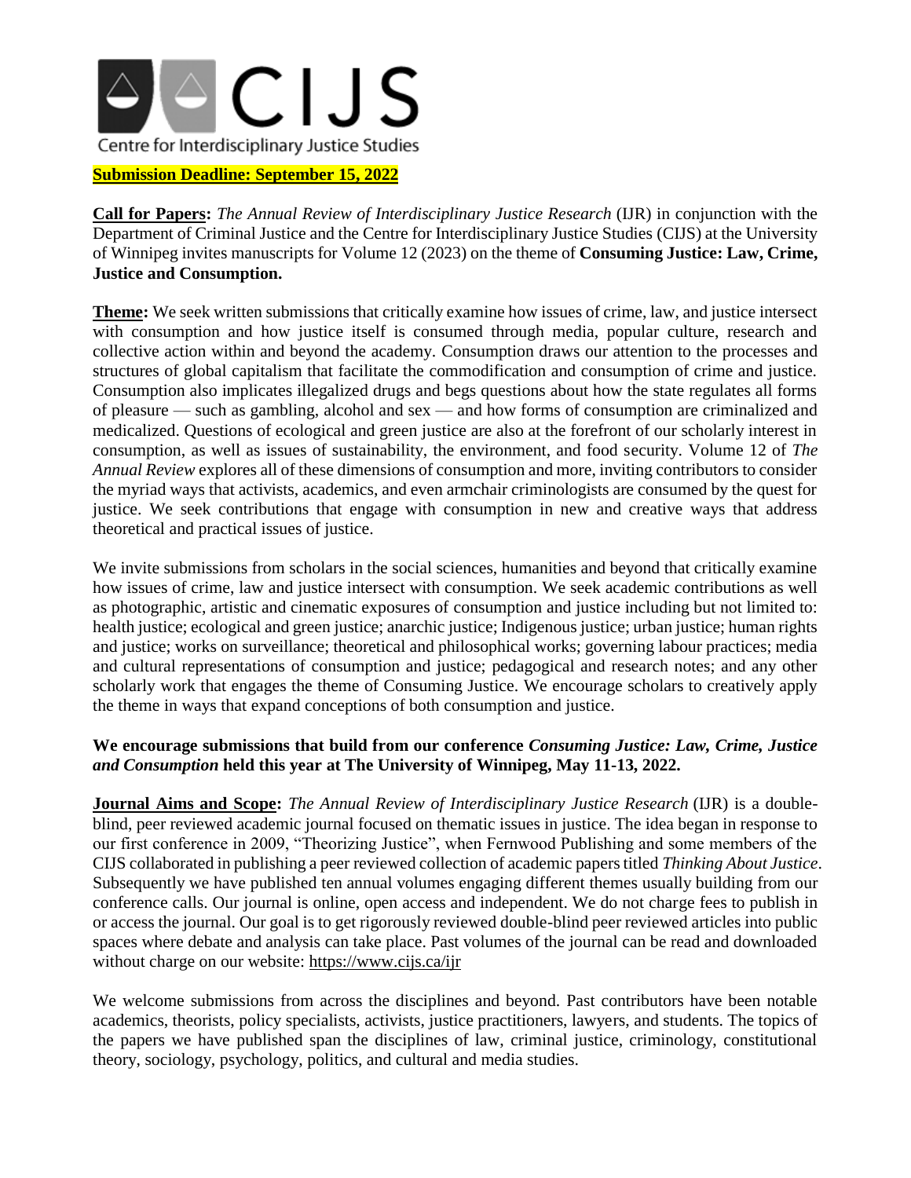# CIJS

Centre for Interdisciplinary Justice Studies

**Submission Deadline: September 15, 2022**

**Call for Papers:** *The Annual Review of Interdisciplinary Justice Research* (IJR) in conjunction with the Department of Criminal Justice and the Centre for Interdisciplinary Justice Studies (CIJS) at the University of Winnipeg invites manuscripts for Volume 12 (2023) on the theme of **Consuming Justice: Law, Crime, Justice and Consumption.**

**Theme:** We seek written submissions that critically examine how issues of crime, law, and justice intersect with consumption and how justice itself is consumed through media, popular culture, research and collective action within and beyond the academy. Consumption draws our attention to the processes and structures of global capitalism that facilitate the commodification and consumption of crime and justice. Consumption also implicates illegalized drugs and begs questions about how the state regulates all forms of pleasure — such as gambling, alcohol and sex — and how forms of consumption are criminalized and medicalized. Questions of ecological and green justice are also at the forefront of our scholarly interest in consumption, as well as issues of sustainability, the environment, and food security. Volume 12 of *The Annual Review* explores all of these dimensions of consumption and more, inviting contributors to consider the myriad ways that activists, academics, and even armchair criminologists are consumed by the quest for justice. We seek contributions that engage with consumption in new and creative ways that address theoretical and practical issues of justice.

We invite submissions from scholars in the social sciences, humanities and beyond that critically examine how issues of crime, law and justice intersect with consumption. We seek academic contributions as well as photographic, artistic and cinematic exposures of consumption and justice including but not limited to: health justice; ecological and green justice; anarchic justice; Indigenous justice; urban justice; human rights and justice; works on surveillance; theoretical and philosophical works; governing labour practices; media and cultural representations of consumption and justice; pedagogical and research notes; and any other scholarly work that engages the theme of Consuming Justice. We encourage scholars to creatively apply the theme in ways that expand conceptions of both consumption and justice.

**We encourage submissions that build from our conference *Consuming Justice: Law, Crime, Justice and Consumption* held this year at The University of Winnipeg, May 11-13, 2022.**

**Journal Aims and Scope:** *The Annual Review of Interdisciplinary Justice Research* (IJR) is a double-blind, peer reviewed academic journal focused on thematic issues in justice. The idea began in response to our first conference in 2009, "Theorizing Justice", when Fernwood Publishing and some members of the CIJS collaborated in publishing a peer reviewed collection of academic papers titled *Thinking About Justice*. Subsequently we have published ten annual volumes engaging different themes usually building from our conference calls. Our journal is online, open access and independent. We do not charge fees to publish in or access the journal. Our goal is to get rigorously reviewed double-blind peer reviewed articles into public spaces where debate and analysis can take place. Past volumes of the journal can be read and downloaded without charge on our website: https://www.cijs.ca/ijr

We welcome submissions from across the disciplines and beyond. Past contributors have been notable academics, theorists, policy specialists, activists, justice practitioners, lawyers, and students. The topics of the papers we have published span the disciplines of law, criminal justice, criminology, constitutional theory, sociology, psychology, politics, and cultural and media studies.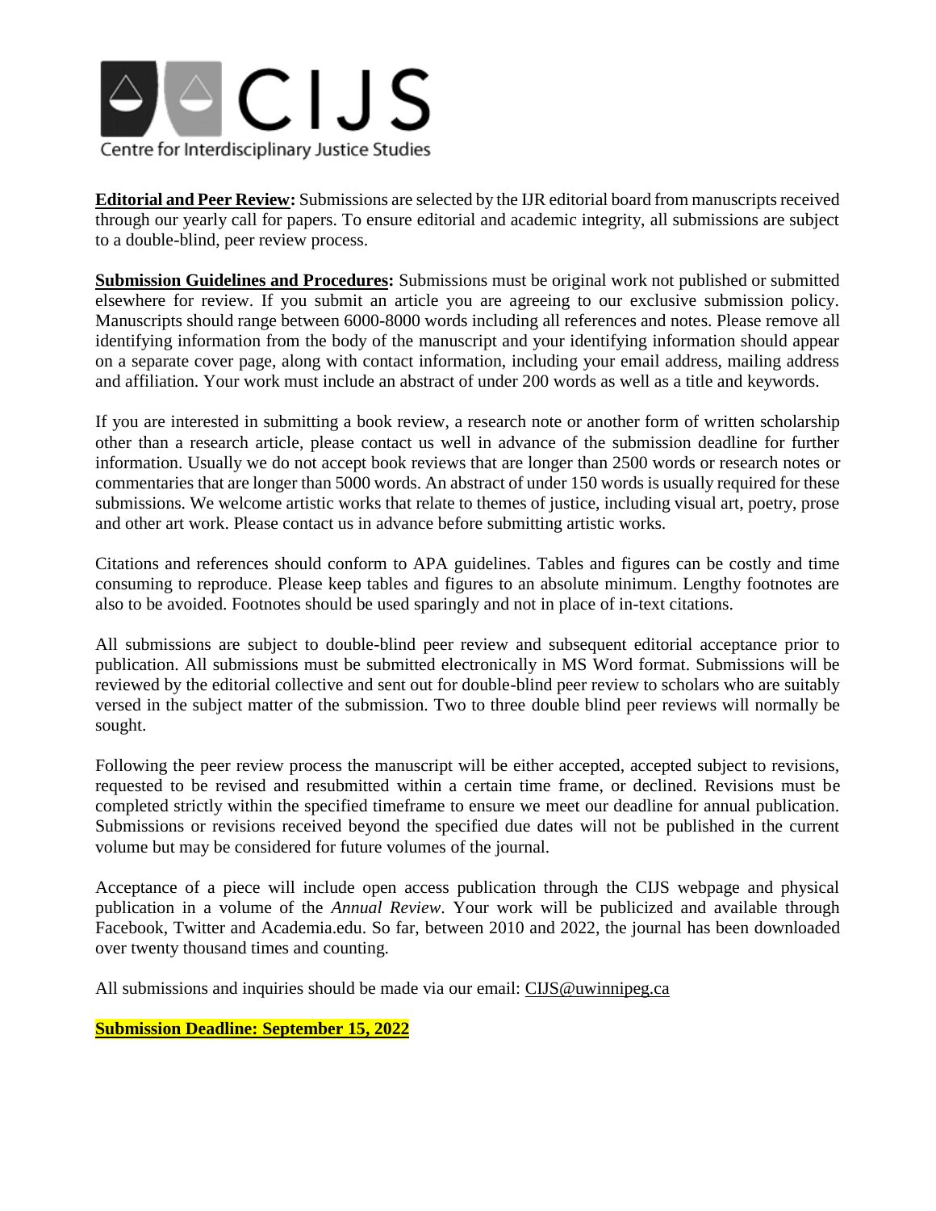CIJS

Centre for Interdisciplinary Justice Studies

**Editorial and Peer Review:** Submissions are selected by the IJR editorial board from manuscripts received through our yearly call for papers. To ensure editorial and academic integrity, all submissions are subject to a double-blind, peer review process.

**Submission Guidelines and Procedures:** Submissions must be original work not published or submitted elsewhere for review. If you submit an article you are agreeing to our exclusive submission policy. Manuscripts should range between 6000-8000 words including all references and notes. Please remove all identifying information from the body of the manuscript and your identifying information should appear on a separate cover page, along with contact information, including your email address, mailing address and affiliation. Your work must include an abstract of under 200 words as well as a title and keywords.

If you are interested in submitting a book review, a research note or another form of written scholarship other than a research article, please contact us well in advance of the submission deadline for further information. Usually we do not accept book reviews that are longer than 2500 words or research notes or commentaries that are longer than 5000 words. An abstract of under 150 words is usually required for these submissions. We welcome artistic works that relate to themes of justice, including visual art, poetry, prose and other art work. Please contact us in advance before submitting artistic works.

Citations and references should conform to APA guidelines. Tables and figures can be costly and time consuming to reproduce. Please keep tables and figures to an absolute minimum. Lengthy footnotes are also to be avoided. Footnotes should be used sparingly and not in place of in-text citations.

All submissions are subject to double-blind peer review and subsequent editorial acceptance prior to publication. All submissions must be submitted electronically in MS Word format. Submissions will be reviewed by the editorial collective and sent out for double-blind peer review to scholars who are suitably versed in the subject matter of the submission. Two to three double blind peer reviews will normally be sought.

Following the peer review process the manuscript will be either accepted, accepted subject to revisions, requested to be revised and resubmitted within a certain time frame, or declined. Revisions must be completed strictly within the specified timeframe to ensure we meet our deadline for annual publication. Submissions or revisions received beyond the specified due dates will not be published in the current volume but may be considered for future volumes of the journal.

Acceptance of a piece will include open access publication through the CIJS webpage and physical publication in a volume of the *Annual Review*. Your work will be publicized and available through Facebook, Twitter and Academia.edu. So far, between 2010 and 2022, the journal has been downloaded over twenty thousand times and counting.

All submissions and inquiries should be made via our email: CIJS@uwinnipeg.ca

**Submission Deadline: September 15, 2022**